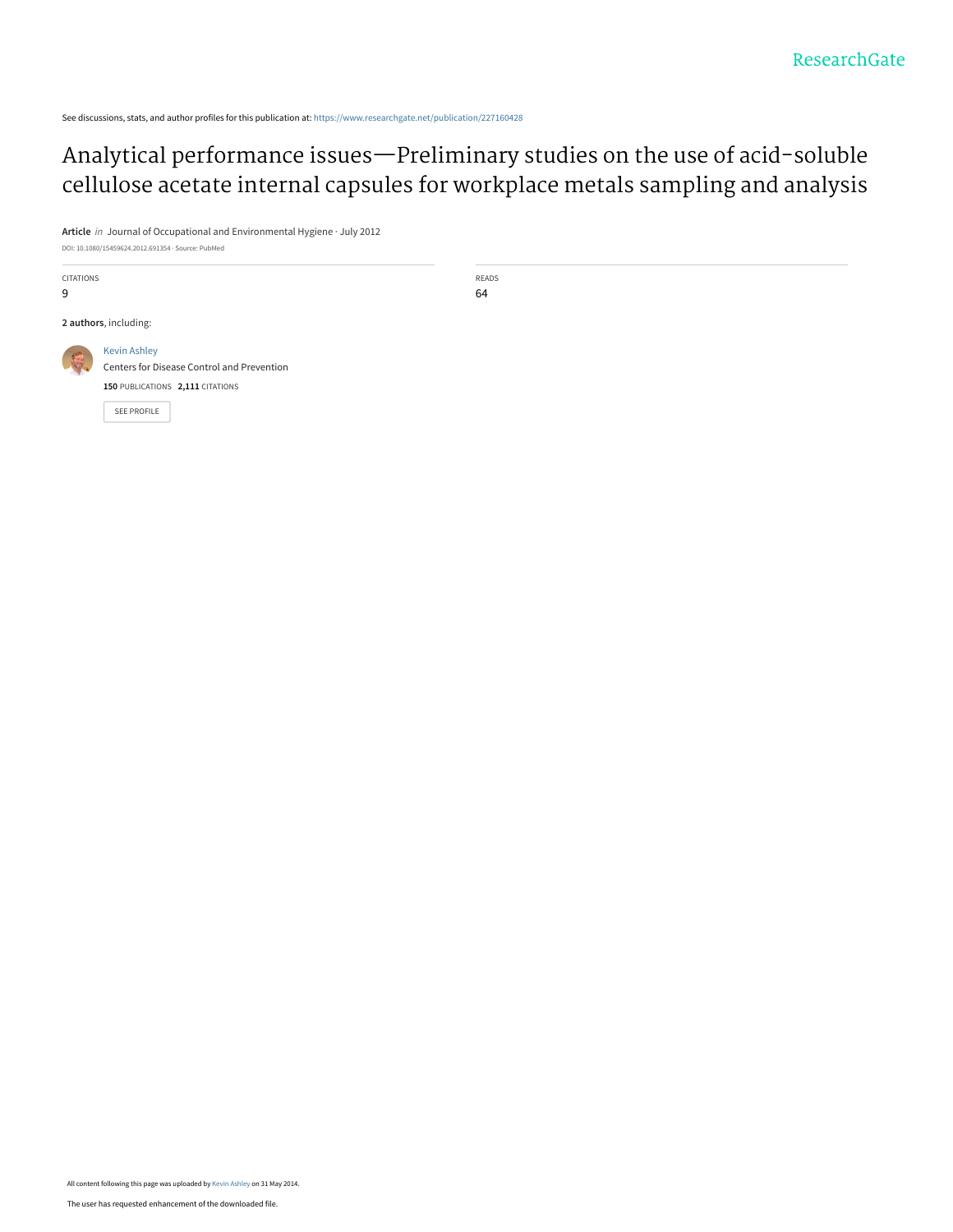ResearchGate

See discussions, stats, and author profiles for this publication at: https://www.researchgate.net/publication/227160428

# Analytical performance issues—Preliminary studies on the use of acid-soluble cellulose acetate internal capsules for workplace metals sampling and analysis

**Article** *in* Journal of Occupational and Environmental Hygiene · July 2012

DOI: 10.1080/15459624.2012.691354 · Source: PubMed

CITATIONS
9

READS
64

**2 authors**, including:

Kevin Ashley
Centers for Disease Control and Prevention
**150** PUBLICATIONS **2,111** CITATIONS

SEE PROFILE

All content following this page was uploaded by Kevin Ashley on 31 May 2014.

The user has requested enhancement of the downloaded file.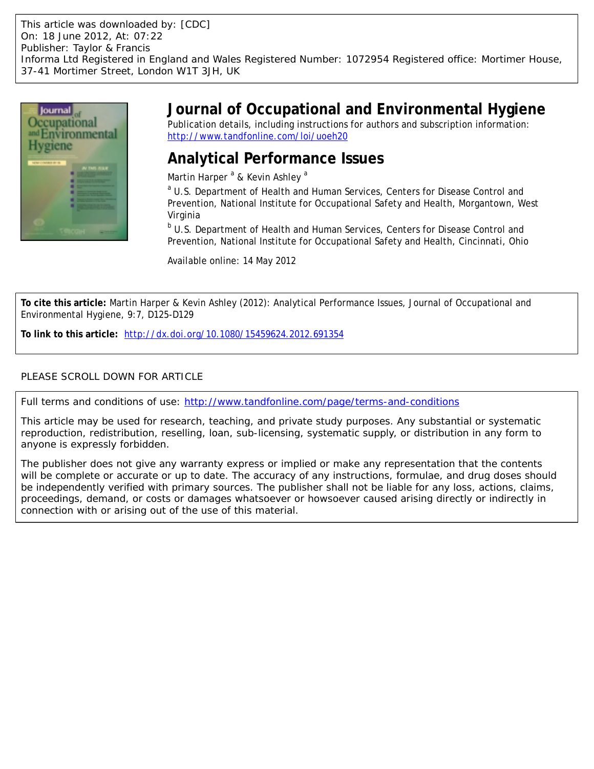This article was downloaded by: [CDC]
On: 18 June 2012, At: 07:22
Publisher: Taylor & Francis
Informa Ltd Registered in England and Wales Registered Number: 1072954 Registered office: Mortimer House, 37-41 Mortimer Street, London W1T 3JH, UK

# Journal of Occupational and Environmental Hygiene

Publication details, including instructions for authors and subscription information:
http://www.tandfonline.com/loi/uoeh20

## Analytical Performance Issues

Martin Harper [a] & Kevin Ashley [a]

[a] U.S. Department of Health and Human Services, Centers for Disease Control and Prevention, National Institute for Occupational Safety and Health, Morgantown, West Virginia

[b] U.S. Department of Health and Human Services, Centers for Disease Control and Prevention, National Institute for Occupational Safety and Health, Cincinnati, Ohio

Available online: 14 May 2012

**To cite this article:** Martin Harper & Kevin Ashley (2012): Analytical Performance Issues, Journal of Occupational and Environmental Hygiene, 9:7, D125-D129

**To link to this article:** http://dx.doi.org/10.1080/15459624.2012.691354

PLEASE SCROLL DOWN FOR ARTICLE

Full terms and conditions of use: http://www.tandfonline.com/page/terms-and-conditions

This article may be used for research, teaching, and private study purposes. Any substantial or systematic reproduction, redistribution, reselling, loan, sub-licensing, systematic supply, or distribution in any form to anyone is expressly forbidden.

The publisher does not give any warranty express or implied or make any representation that the contents will be complete or accurate or up to date. The accuracy of any instructions, formulae, and drug doses should be independently verified with primary sources. The publisher shall not be liable for any loss, actions, claims, proceedings, demand, or costs or damages whatsoever or howsoever caused arising directly or indirectly in connection with or arising out of the use of this material.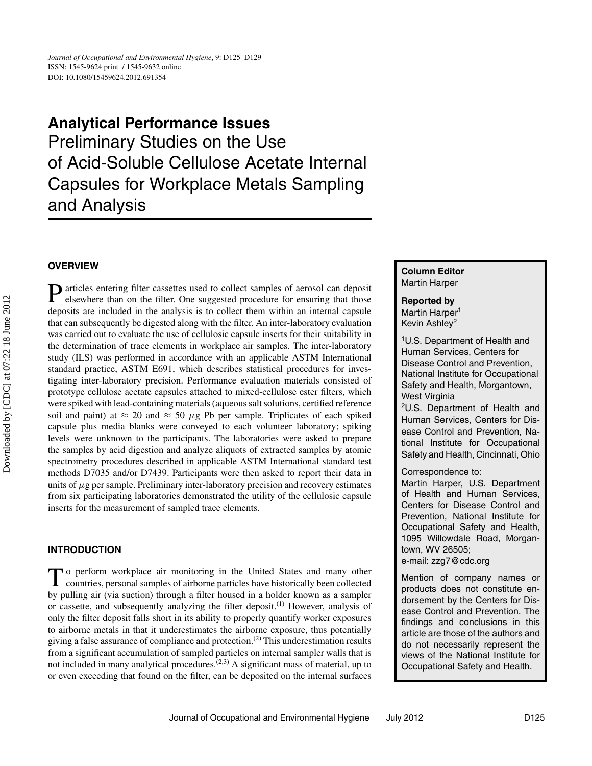# Analytical Performance Issues

## Preliminary Studies on the Use of Acid-Soluble Cellulose Acetate Internal Capsules for Workplace Metals Sampling and Analysis

### OVERVIEW

Particles entering filter cassettes used to collect samples of aerosol can deposit elsewhere than on the filter. One suggested procedure for ensuring that those deposits are included in the analysis is to collect them within an internal capsule that can subsequently be digested along with the filter. An inter-laboratory evaluation was carried out to evaluate the use of cellulosic capsule inserts for their suitability in the determination of trace elements in workplace air samples. The inter-laboratory study (ILS) was performed in accordance with an applicable ASTM International standard practice, ASTM E691, which describes statistical procedures for investigating inter-laboratory precision. Performance evaluation materials consisted of prototype cellulose acetate capsules attached to mixed-cellulose ester filters, which were spiked with lead-containing materials (aqueous salt solutions, certified reference soil and paint) at $\approx$ 20 and $\approx$ 50 $\mu$g Pb per sample. Triplicates of each spiked capsule plus media blanks were conveyed to each volunteer laboratory; spiking levels were unknown to the participants. The laboratories were asked to prepare the samples by acid digestion and analyze aliquots of extracted samples by atomic spectrometry procedures described in applicable ASTM International standard test methods D7035 and/or D7439. Participants were then asked to report their data in units of $\mu$g per sample. Preliminary inter-laboratory precision and recovery estimates from six participating laboratories demonstrated the utility of the cellulosic capsule inserts for the measurement of sampled trace elements.

### INTRODUCTION

To perform workplace air monitoring in the United States and many other countries, personal samples of airborne particles have historically been collected by pulling air (via suction) through a filter housed in a holder known as a sampler or cassette, and subsequently analyzing the filter deposit.[1] However, analysis of only the filter deposit falls short in its ability to properly quantify worker exposures to airborne metals in that it underestimates the airborne exposure, thus potentially giving a false assurance of compliance and protection.[2] This underestimation results from a significant accumulation of sampled particles on internal sampler walls that is not included in many analytical procedures.[2,3] A significant mass of material, up to or even exceeding that found on the filter, can be deposited on the internal surfaces

**Column Editor**
Martin Harper

**Reported by**
Martin Harper[1]
Kevin Ashley[2]

[1]U.S. Department of Health and Human Services, Centers for Disease Control and Prevention, National Institute for Occupational Safety and Health, Morgantown, West Virginia

[2]U.S. Department of Health and Human Services, Centers for Disease Control and Prevention, National Institute for Occupational Safety and Health, Cincinnati, Ohio

Correspondence to:
Martin Harper, U.S. Department of Health and Human Services, Centers for Disease Control and Prevention, National Institute for Occupational Safety and Health, 1095 Willowdale Road, Morgantown, WV 26505;
e-mail: zzg7@cdc.org

Mention of company names or products does not constitute endorsement by the Centers for Disease Control and Prevention. The findings and conclusions in this article are those of the authors and do not necessarily represent the views of the National Institute for Occupational Safety and Health.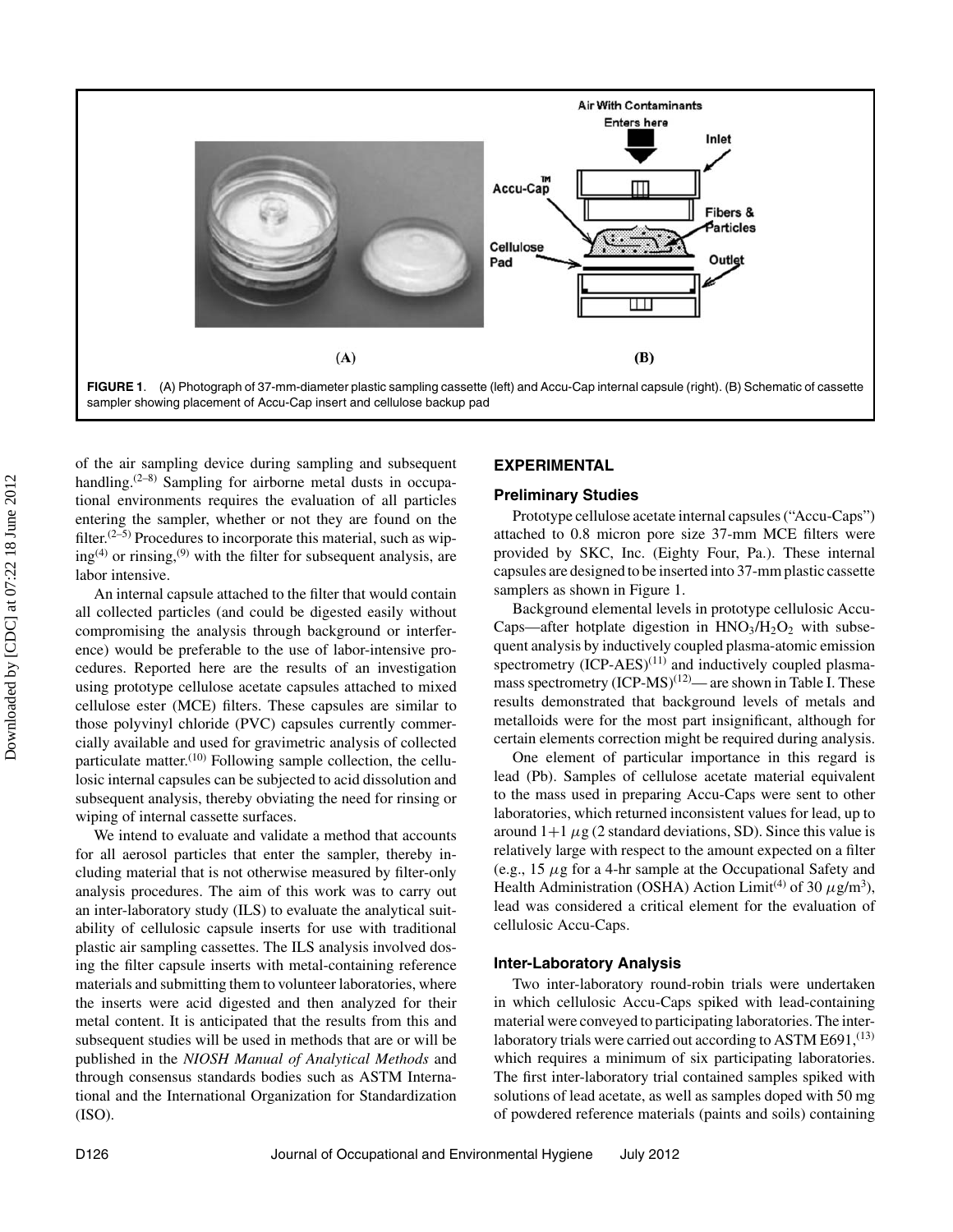Air With Contaminants
Enters here
Inlet
Accu-Cap™
Fibers & Particles
Cellulose Pad
Outlet

(A)

(B)

**FIGURE 1.** (A) Photograph of 37-mm-diameter plastic sampling cassette (left) and Accu-Cap internal capsule (right). (B) Schematic of cassette sampler showing placement of Accu-Cap insert and cellulose backup pad

of the air sampling device during sampling and subsequent handling.[2–8] Sampling for airborne metal dusts in occupational environments requires the evaluation of all particles entering the sampler, whether or not they are found on the filter.[2–5] Procedures to incorporate this material, such as wiping[4] or rinsing,[9] with the filter for subsequent analysis, are labor intensive.

An internal capsule attached to the filter that would contain all collected particles (and could be digested easily without compromising the analysis through background or interference) would be preferable to the use of labor-intensive procedures. Reported here are the results of an investigation using prototype cellulose acetate capsules attached to mixed cellulose ester (MCE) filters. These capsules are similar to those polyvinyl chloride (PVC) capsules currently commercially available and used for gravimetric analysis of collected particulate matter.[10] Following sample collection, the cellulosic internal capsules can be subjected to acid dissolution and subsequent analysis, thereby obviating the need for rinsing or wiping of internal cassette surfaces.

We intend to evaluate and validate a method that accounts for all aerosol particles that enter the sampler, thereby including material that is not otherwise measured by filter-only analysis procedures. The aim of this work was to carry out an inter-laboratory study (ILS) to evaluate the analytical suitability of cellulosic capsule inserts for use with traditional plastic air sampling cassettes. The ILS analysis involved dosing the filter capsule inserts with metal-containing reference materials and submitting them to volunteer laboratories, where the inserts were acid digested and then analyzed for their metal content. It is anticipated that the results from this and subsequent studies will be used in methods that are or will be published in the *NIOSH Manual of Analytical Methods* and through consensus standards bodies such as ASTM International and the International Organization for Standardization (ISO).

## EXPERIMENTAL

### Preliminary Studies

Prototype cellulose acetate internal capsules ("Accu-Caps") attached to 0.8 micron pore size 37-mm MCE filters were provided by SKC, Inc. (Eighty Four, Pa.). These internal capsules are designed to be inserted into 37-mm plastic cassette samplers as shown in Figure 1.

Background elemental levels in prototype cellulosic Accu-Caps—after hotplate digestion in $HNO_3/H_2O_2$ with subsequent analysis by inductively coupled plasma-atomic emission spectrometry (ICP-AES)[11] and inductively coupled plasma-mass spectrometry (ICP-MS)[12]— are shown in Table I. These results demonstrated that background levels of metals and metalloids were for the most part insignificant, although for certain elements correction might be required during analysis.

One element of particular importance in this regard is lead (Pb). Samples of cellulose acetate material equivalent to the mass used in preparing Accu-Caps were sent to other laboratories, which returned inconsistent values for lead, up to around 1+1 $\mu$g (2 standard deviations, SD). Since this value is relatively large with respect to the amount expected on a filter (e.g., 15 $\mu$g for a 4-hr sample at the Occupational Safety and Health Administration (OSHA) Action Limit[4] of 30 $\mu g/m^3$), lead was considered a critical element for the evaluation of cellulosic Accu-Caps.

### Inter-Laboratory Analysis

Two inter-laboratory round-robin trials were undertaken in which cellulosic Accu-Caps spiked with lead-containing material were conveyed to participating laboratories. The inter-laboratory trials were carried out according to ASTM E691,[13] which requires a minimum of six participating laboratories. The first inter-laboratory trial contained samples spiked with solutions of lead acetate, as well as samples doped with 50 mg of powdered reference materials (paints and soils) containing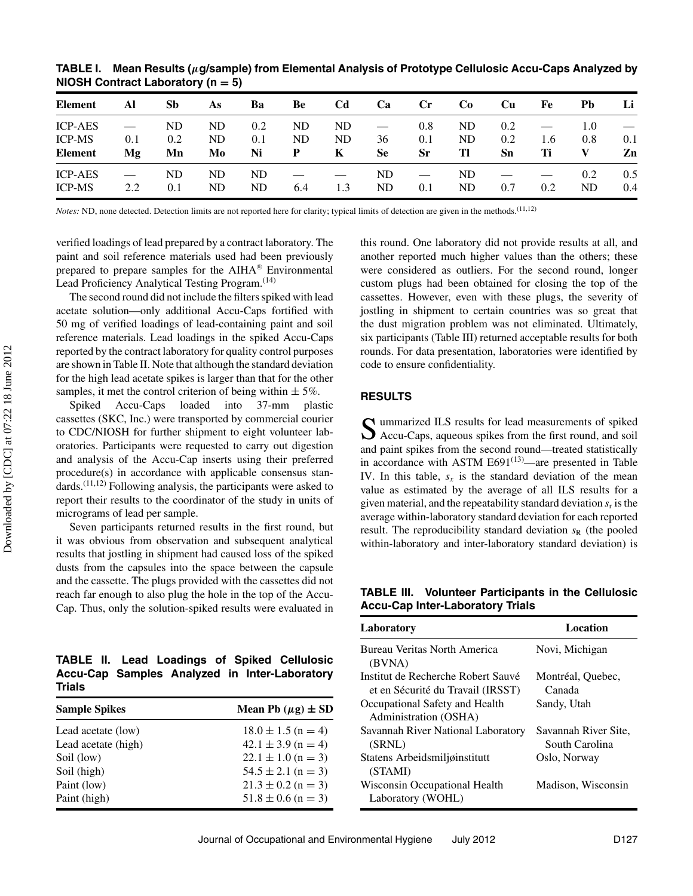**TABLE I. Mean Results (μg/sample) from Elemental Analysis of Prototype Cellulosic Accu-Caps Analyzed by NIOSH Contract Laboratory (n = 5)**

| Element | Al | Sb | As | Ba | Be | Cd | Ca | Cr | Co | Cu | Fe | Pb | Li |
|---|---|---|---|---|---|---|---|---|---|---|---|---|---|
| ICP-AES | — | ND | ND | 0.2 | ND | ND | — | 0.8 | ND | 0.2 | — | 1.0 | — |
| ICP-MS | 0.1 | 0.2 | ND | 0.1 | ND | ND | 36 | 0.1 | ND | 0.2 | 1.6 | 0.8 | 0.1 |
| **Element** | **Mg** | **Mn** | **Mo** | **Ni** | **P** | **K** | **Se** | **Sr** | **Tl** | **Sn** | **Ti** | **V** | **Zn** |
| ICP-AES | — | ND | ND | ND | — | — | ND | — | ND | — | — | 0.2 | 0.5 |
| ICP-MS | 2.2 | 0.1 | ND | ND | 6.4 | 1.3 | ND | 0.1 | ND | 0.7 | 0.2 | ND | 0.4 |

*Notes:* ND, none detected. Detection limits are not reported here for clarity; typical limits of detection are given in the methods.[11,12]

verified loadings of lead prepared by a contract laboratory. The paint and soil reference materials used had been previously prepared to prepare samples for the AIHA® Environmental Lead Proficiency Analytical Testing Program.[14]

The second round did not include the filters spiked with lead acetate solution—only additional Accu-Caps fortified with 50 mg of verified loadings of lead-containing paint and soil reference materials. Lead loadings in the spiked Accu-Caps reported by the contract laboratory for quality control purposes are shown in Table II. Note that although the standard deviation for the high lead acetate spikes is larger than that for the other samples, it met the control criterion of being within ± 5%.

Spiked Accu-Caps loaded into 37-mm plastic cassettes (SKC, Inc.) were transported by commercial courier to CDC/NIOSH for further shipment to eight volunteer laboratories. Participants were requested to carry out digestion and analysis of the Accu-Cap inserts using their preferred procedure(s) in accordance with applicable consensus standards.[11,12] Following analysis, the participants were asked to report their results to the coordinator of the study in units of micrograms of lead per sample.

Seven participants returned results in the first round, but it was obvious from observation and subsequent analytical results that jostling in shipment had caused loss of the spiked dusts from the capsules into the space between the capsule and the cassette. The plugs provided with the cassettes did not reach far enough to also plug the hole in the top of the Accu-Cap. Thus, only the solution-spiked results were evaluated in this round. One laboratory did not provide results at all, and another reported much higher values than the others; these were considered as outliers. For the second round, longer custom plugs had been obtained for closing the top of the cassettes. However, even with these plugs, the severity of jostling in shipment to certain countries was so great that the dust migration problem was not eliminated. Ultimately, six participants (Table III) returned acceptable results for both rounds. For data presentation, laboratories were identified by code to ensure confidentiality.

**TABLE II. Lead Loadings of Spiked Cellulosic Accu-Cap Samples Analyzed in Inter-Laboratory Trials**

| Sample Spikes | Mean Pb (μg) ± SD |
|---|---|
| Lead acetate (low) | 18.0 ± 1.5 (n = 4) |
| Lead acetate (high) | 42.1 ± 3.9 (n = 4) |
| Soil (low) | 22.1 ± 1.0 (n = 3) |
| Soil (high) | 54.5 ± 2.1 (n = 3) |
| Paint (low) | 21.3 ± 0.2 (n = 3) |
| Paint (high) | 51.8 ± 0.6 (n = 3) |

## RESULTS

Summarized ILS results for lead measurements of spiked Accu-Caps, aqueous spikes from the first round, and soil and paint spikes from the second round—treated statistically in accordance with ASTM E691[13]—are presented in Table IV. In this table, $s_x$ is the standard deviation of the mean value as estimated by the average of all ILS results for a given material, and the repeatability standard deviation $s_r$ is the average within-laboratory standard deviation for each reported result. The reproducibility standard deviation $s_R$ (the pooled within-laboratory and inter-laboratory standard deviation) is

**TABLE III. Volunteer Participants in the Cellulosic Accu-Cap Inter-Laboratory Trials**

| Laboratory | Location |
|---|---|
| Bureau Veritas North America (BVNA) | Novi, Michigan |
| Institut de Recherche Robert Sauvé et en Sécurité du Travail (IRSST) | Montréal, Quebec, Canada |
| Occupational Safety and Health Administration (OSHA) | Sandy, Utah |
| Savannah River National Laboratory (SRNL) | Savannah River Site, South Carolina |
| Statens Arbeidsmiljøinstitutt (STAMI) | Oslo, Norway |
| Wisconsin Occupational Health Laboratory (WOHL) | Madison, Wisconsin |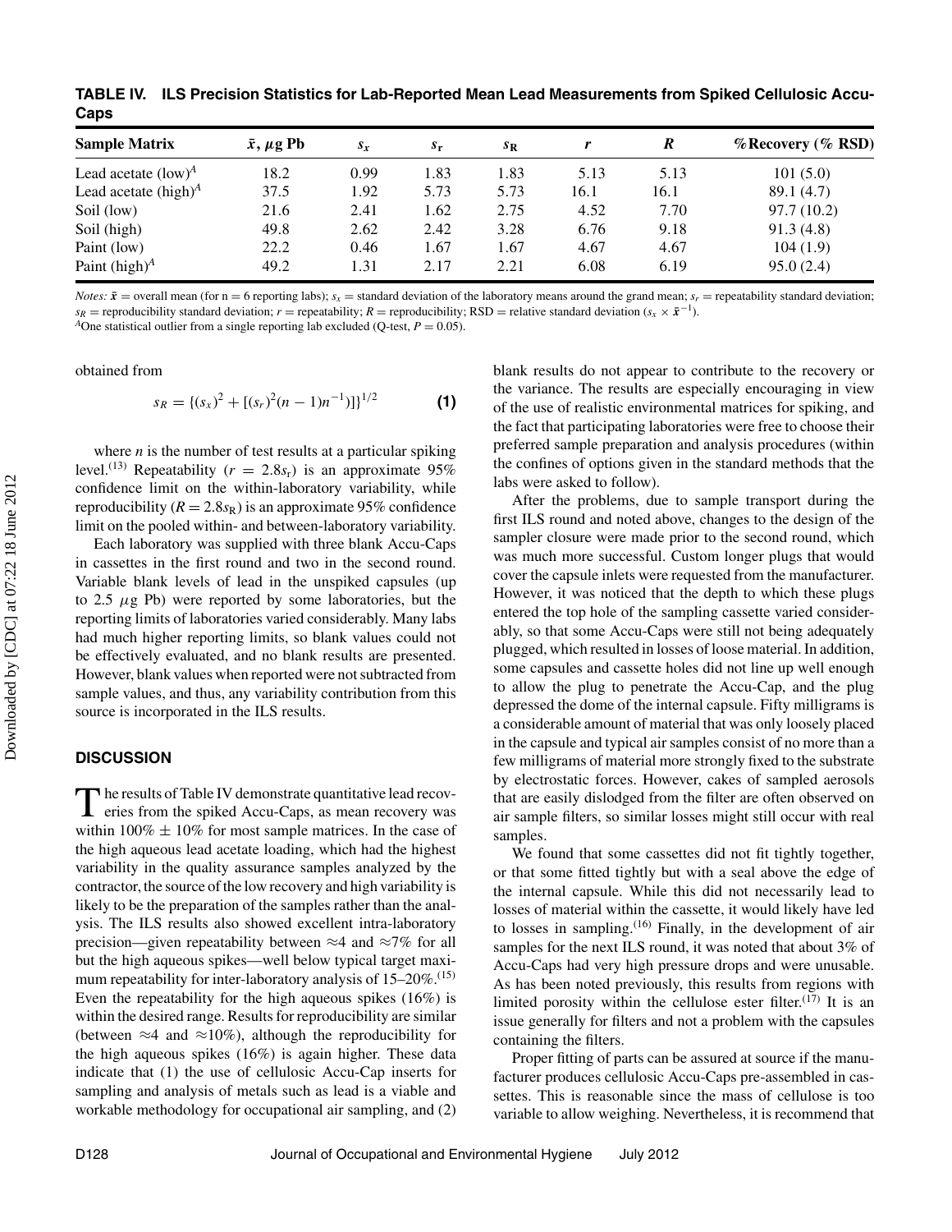**TABLE IV. ILS Precision Statistics for Lab-Reported Mean Lead Measurements from Spiked Cellulosic Accu-Caps**

| Sample Matrix | $\bar{x}$, $\mu$g Pb | $s_x$ | $s_r$ | $s_R$ | $r$ | $R$ | %Recovery (% RSD) |
|---|---|---|---|---|---|---|---|
| Lead acetate (low)[A] | 18.2 | 0.99 | 1.83 | 1.83 | 5.13 | 5.13 | 101 (5.0) |
| Lead acetate (high)[A] | 37.5 | 1.92 | 5.73 | 5.73 | 16.1 | 16.1 | 89.1 (4.7) |
| Soil (low) | 21.6 | 2.41 | 1.62 | 2.75 | 4.52 | 7.70 | 97.7 (10.2) |
| Soil (high) | 49.8 | 2.62 | 2.42 | 3.28 | 6.76 | 9.18 | 91.3 (4.8) |
| Paint (low) | 22.2 | 0.46 | 1.67 | 1.67 | 4.67 | 4.67 | 104 (1.9) |
| Paint (high)[A] | 49.2 | 1.31 | 2.17 | 2.21 | 6.08 | 6.19 | 95.0 (2.4) |

*Notes:* $\bar{x}$ = overall mean (for n = 6 reporting labs); $s_x$ = standard deviation of the laboratory means around the grand mean; $s_r$ = repeatability standard deviation; $s_R$ = reproducibility standard deviation; $r$ = repeatability; $R$ = reproducibility; RSD = relative standard deviation ($s_x \times \bar{x}^{-1}$).
[A]One statistical outlier from a single reporting lab excluded (Q-test, $P = 0.05$).

obtained from

$$s_R = \{(s_x)^2 + [(s_r)^2(n-1)n^{-1})]\}^{1/2} \quad \textbf{(1)}$$

where $n$ is the number of test results at a particular spiking level.[13] Repeatability ($r = 2.8s_r$) is an approximate 95% confidence limit on the within-laboratory variability, while reproducibility ($R = 2.8s_R$) is an approximate 95% confidence limit on the pooled within- and between-laboratory variability.

Each laboratory was supplied with three blank Accu-Caps in cassettes in the first round and two in the second round. Variable blank levels of lead in the unspiked capsules (up to 2.5 $\mu$g Pb) were reported by some laboratories, but the reporting limits of laboratories varied considerably. Many labs had much higher reporting limits, so blank values could not be effectively evaluated, and no blank results are presented. However, blank values when reported were not subtracted from sample values, and thus, any variability contribution from this source is incorporated in the ILS results.

## DISCUSSION

The results of Table IV demonstrate quantitative lead recoveries from the spiked Accu-Caps, as mean recovery was within 100% ± 10% for most sample matrices. In the case of the high aqueous lead acetate loading, which had the highest variability in the quality assurance samples analyzed by the contractor, the source of the low recovery and high variability is likely to be the preparation of the samples rather than the analysis. The ILS results also showed excellent intra-laboratory precision—given repeatability between ≈4 and ≈7% for all but the high aqueous spikes—well below typical target maximum repeatability for inter-laboratory analysis of 15–20%.[15] Even the repeatability for the high aqueous spikes (16%) is within the desired range. Results for reproducibility are similar (between ≈4 and ≈10%), although the reproducibility for the high aqueous spikes (16%) is again higher. These data indicate that (1) the use of cellulosic Accu-Cap inserts for sampling and analysis of metals such as lead is a viable and workable methodology for occupational air sampling, and (2) blank results do not appear to contribute to the recovery or the variance. The results are especially encouraging in view of the use of realistic environmental matrices for spiking, and the fact that participating laboratories were free to choose their preferred sample preparation and analysis procedures (within the confines of options given in the standard methods that the labs were asked to follow).

After the problems, due to sample transport during the first ILS round and noted above, changes to the design of the sampler closure were made prior to the second round, which was much more successful. Custom longer plugs that would cover the capsule inlets were requested from the manufacturer. However, it was noticed that the depth to which these plugs entered the top hole of the sampling cassette varied considerably, so that some Accu-Caps were still not being adequately plugged, which resulted in losses of loose material. In addition, some capsules and cassette holes did not line up well enough to allow the plug to penetrate the Accu-Cap, and the plug depressed the dome of the internal capsule. Fifty milligrams is a considerable amount of material that was only loosely placed in the capsule and typical air samples consist of no more than a few milligrams of material more strongly fixed to the substrate by electrostatic forces. However, cakes of sampled aerosols that are easily dislodged from the filter are often observed on air sample filters, so similar losses might still occur with real samples.

We found that some cassettes did not fit tightly together, or that some fitted tightly but with a seal above the edge of the internal capsule. While this did not necessarily lead to losses of material within the cassette, it would likely have led to losses in sampling.[16] Finally, in the development of air samples for the next ILS round, it was noted that about 3% of Accu-Caps had very high pressure drops and were unusable. As has been noted previously, this results from regions with limited porosity within the cellulose ester filter.[17] It is an issue generally for filters and not a problem with the capsules containing the filters.

Proper fitting of parts can be assured at source if the manufacturer produces cellulosic Accu-Caps pre-assembled in cassettes. This is reasonable since the mass of cellulose is too variable to allow weighing. Nevertheless, it is recommend that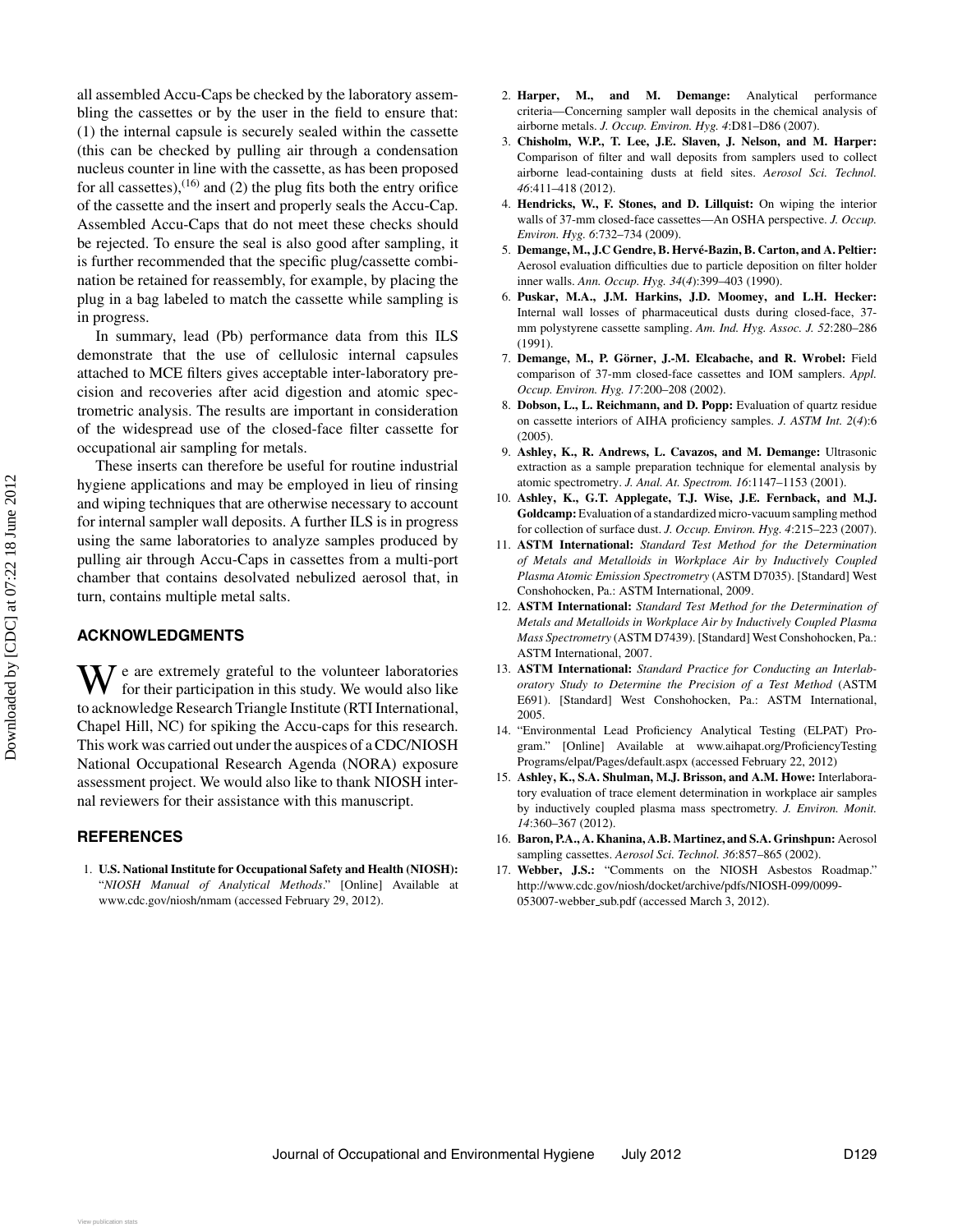all assembled Accu-Caps be checked by the laboratory assembling the cassettes or by the user in the field to ensure that: (1) the internal capsule is securely sealed within the cassette (this can be checked by pulling air through a condensation nucleus counter in line with the cassette, as has been proposed for all cassettes),[16] and (2) the plug fits both the entry orifice of the cassette and the insert and properly seals the Accu-Cap. Assembled Accu-Caps that do not meet these checks should be rejected. To ensure the seal is also good after sampling, it is further recommended that the specific plug/cassette combination be retained for reassembly, for example, by placing the plug in a bag labeled to match the cassette while sampling is in progress.

In summary, lead (Pb) performance data from this ILS demonstrate that the use of cellulosic internal capsules attached to MCE filters gives acceptable inter-laboratory precision and recoveries after acid digestion and atomic spectrometric analysis. The results are important in consideration of the widespread use of the closed-face filter cassette for occupational air sampling for metals.

These inserts can therefore be useful for routine industrial hygiene applications and may be employed in lieu of rinsing and wiping techniques that are otherwise necessary to account for internal sampler wall deposits. A further ILS is in progress using the same laboratories to analyze samples produced by pulling air through Accu-Caps in cassettes from a multi-port chamber that contains desolvated nebulized aerosol that, in turn, contains multiple metal salts.

## ACKNOWLEDGMENTS

We are extremely grateful to the volunteer laboratories for their participation in this study. We would also like to acknowledge Research Triangle Institute (RTI International, Chapel Hill, NC) for spiking the Accu-caps for this research. This work was carried out under the auspices of a CDC/NIOSH National Occupational Research Agenda (NORA) exposure assessment project. We would also like to thank NIOSH internal reviewers for their assistance with this manuscript.

## REFERENCES

1. **U.S. National Institute for Occupational Safety and Health (NIOSH):** "*NIOSH Manual of Analytical Methods*." [Online] Available at www.cdc.gov/niosh/nmam (accessed February 29, 2012).
2. **Harper, M., and M. Demange:** Analytical performance criteria—Concerning sampler wall deposits in the chemical analysis of airborne metals. *J. Occup. Environ. Hyg. 4*:D81–D86 (2007).
3. **Chisholm, W.P., T. Lee, J.E. Slaven, J. Nelson, and M. Harper:** Comparison of filter and wall deposits from samplers used to collect airborne lead-containing dusts at field sites. *Aerosol Sci. Technol. 46*:411–418 (2012).
4. **Hendricks, W., F. Stones, and D. Lillquist:** On wiping the interior walls of 37-mm closed-face cassettes—An OSHA perspective. *J. Occup. Environ. Hyg. 6*:732–734 (2009).
5. **Demange, M., J.C Gendre, B. Hervé-Bazin, B. Carton, and A. Peltier:** Aerosol evaluation difficulties due to particle deposition on filter holder inner walls. *Ann. Occup. Hyg. 34*(*4*):399–403 (1990).
6. **Puskar, M.A., J.M. Harkins, J.D. Moomey, and L.H. Hecker:** Internal wall losses of pharmaceutical dusts during closed-face, 37-mm polystyrene cassette sampling. *Am. Ind. Hyg. Assoc. J. 52*:280–286 (1991).
7. **Demange, M., P. Görner, J.-M. Elcabache, and R. Wrobel:** Field comparison of 37-mm closed-face cassettes and IOM samplers. *Appl. Occup. Environ. Hyg. 17*:200–208 (2002).
8. **Dobson, L., L. Reichmann, and D. Popp:** Evaluation of quartz residue on cassette interiors of AIHA proficiency samples. *J. ASTM Int. 2*(*4*):6 (2005).
9. **Ashley, K., R. Andrews, L. Cavazos, and M. Demange:** Ultrasonic extraction as a sample preparation technique for elemental analysis by atomic spectrometry. *J. Anal. At. Spectrom. 16*:1147–1153 (2001).
10. **Ashley, K., G.T. Applegate, T.J. Wise, J.E. Fernback, and M.J. Goldcamp:** Evaluation of a standardized micro-vacuum sampling method for collection of surface dust. *J. Occup. Environ. Hyg. 4*:215–223 (2007).
11. **ASTM International:** *Standard Test Method for the Determination of Metals and Metalloids in Workplace Air by Inductively Coupled Plasma Atomic Emission Spectrometry* (ASTM D7035). [Standard] West Conshohocken, Pa.: ASTM International, 2009.
12. **ASTM International:** *Standard Test Method for the Determination of Metals and Metalloids in Workplace Air by Inductively Coupled Plasma Mass Spectrometry* (ASTM D7439). [Standard] West Conshohocken, Pa.: ASTM International, 2007.
13. **ASTM International:** *Standard Practice for Conducting an Interlaboratory Study to Determine the Precision of a Test Method* (ASTM E691). [Standard] West Conshohocken, Pa.: ASTM International, 2005.
14. "Environmental Lead Proficiency Analytical Testing (ELPAT) Program." [Online] Available at www.aihapat.org/ProficiencyTesting Programs/elpat/Pages/default.aspx (accessed February 22, 2012)
15. **Ashley, K., S.A. Shulman, M.J. Brisson, and A.M. Howe:** Interlaboratory evaluation of trace element determination in workplace air samples by inductively coupled plasma mass spectrometry. *J. Environ. Monit. 14*:360–367 (2012).
16. **Baron, P.A., A. Khanina, A.B. Martinez, and S.A. Grinshpun:** Aerosol sampling cassettes. *Aerosol Sci. Technol. 36*:857–865 (2002).
17. **Webber, J.S.:** "Comments on the NIOSH Asbestos Roadmap." http://www.cdc.gov/niosh/docket/archive/pdfs/NIOSH-099/0099-053007-webber_sub.pdf (accessed March 3, 2012).